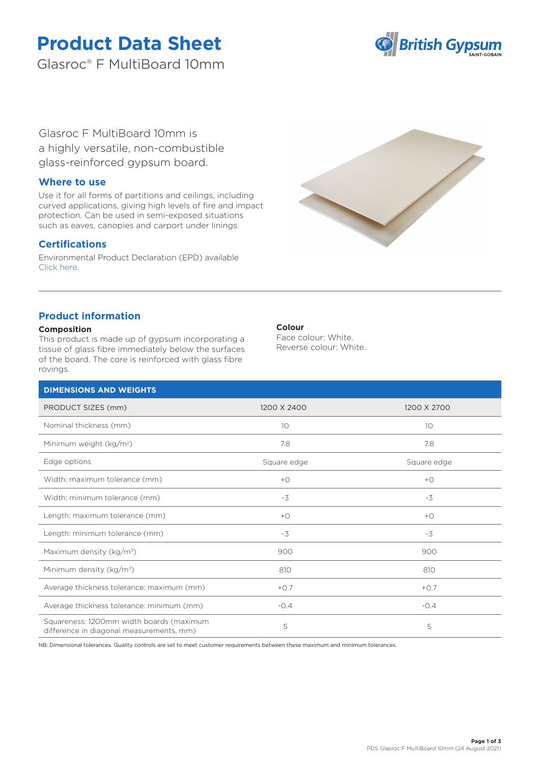# Product Data Sheet

Glasroc® F MultiBoard 10mm

Glasroc F MultiBoard 10mm is a highly versatile, non-combustible glass-reinforced gypsum board.

## Where to use

Use it for all forms of partitions and ceilings, including curved applications, giving high levels of fire and impact protection. Can be used in semi-exposed situations such as eaves, canopies and carport under linings.

## Certifications

Environmental Product Declaration (EPD) available
Click here.

## Product information

**Composition**

This product is made up of gypsum incorporating a tissue of glass fibre immediately below the surfaces of the board. The core is reinforced with glass fibre rovings.

**Colour**

Face colour: White.
Reverse colour: White.

| DIMENSIONS AND WEIGHTS | | |
|---|---|---|
| PRODUCT SIZES (mm) | 1200 X 2400 | 1200 X 2700 |
| Nominal thickness (mm) | 10 | 10 |
| Minimum weight (kg/m²) | 7.8 | 7.8 |
| Edge options | Square edge | Square edge |
| Width: maximum tolerance (mm) | +0 | +0 |
| Width: minimum tolerance (mm) | -3 | -3 |
| Length: maximum tolerance (mm) | +0 | +0 |
| Length: minimum tolerance (mm) | -3 | -3 |
| Maximum density (kg/m³) | 900 | 900 |
| Minimum density (kg/m³) | 810 | 810 |
| Average thickness tolerance: maximum (mm) | +0.7 | +0.7 |
| Average thickness tolerance: minimum (mm) | -0.4 | -0.4 |
| Squareness: 1200mm width boards (maximum difference in diagonal measurements, mm) | 5 | 5 |

NB: Dimensional tolerances. Quality controls are set to meet customer requirements between these maximum and minimum tolerances.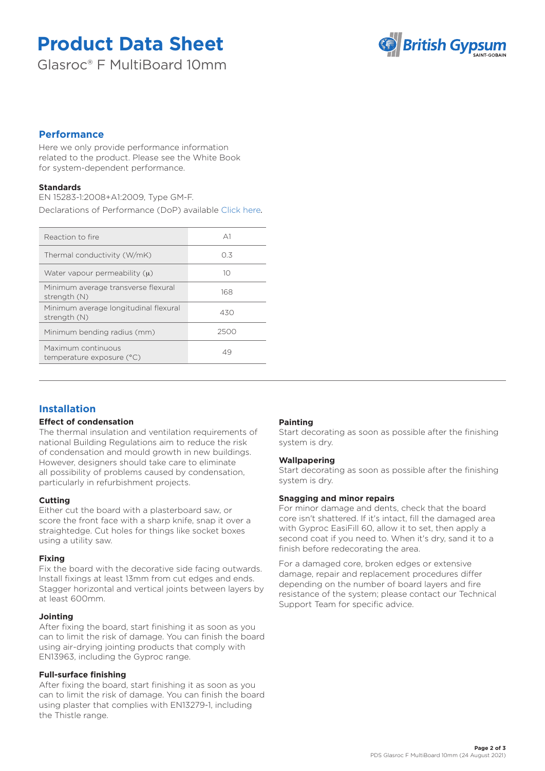# Product Data Sheet

Glasroc® F MultiBoard 10mm

## Performance

Here we only provide performance information related to the product. Please see the White Book for system-dependent performance.

### Standards

EN 15283-1:2008+A1:2009, Type GM-F.

Declarations of Performance (DoP) available Click here.

| Property | Value |
|---|---|
| Reaction to fire | A1 |
| Thermal conductivity (W/mK) | 0.3 |
| Water vapour permeability (μ) | 10 |
| Minimum average transverse flexural strength (N) | 168 |
| Minimum average longitudinal flexural strength (N) | 430 |
| Minimum bending radius (mm) | 2500 |
| Maximum continuous temperature exposure (°C) | 49 |

## Installation

### Effect of condensation

The thermal insulation and ventilation requirements of national Building Regulations aim to reduce the risk of condensation and mould growth in new buildings. However, designers should take care to eliminate all possibility of problems caused by condensation, particularly in refurbishment projects.

### Cutting

Either cut the board with a plasterboard saw, or score the front face with a sharp knife, snap it over a straightedge. Cut holes for things like socket boxes using a utility saw.

### Fixing

Fix the board with the decorative side facing outwards. Install fixings at least 13mm from cut edges and ends. Stagger horizontal and vertical joints between layers by at least 600mm.

### Jointing

After fixing the board, start finishing it as soon as you can to limit the risk of damage. You can finish the board using air-drying jointing products that comply with EN13963, including the Gyproc range.

### Full-surface finishing

After fixing the board, start finishing it as soon as you can to limit the risk of damage. You can finish the board using plaster that complies with EN13279-1, including the Thistle range.

### Painting

Start decorating as soon as possible after the finishing system is dry.

### Wallpapering

Start decorating as soon as possible after the finishing system is dry.

### Snagging and minor repairs

For minor damage and dents, check that the board core isn't shattered. If it's intact, fill the damaged area with Gyproc EasiFill 60, allow it to set, then apply a second coat if you need to. When it's dry, sand it to a finish before redecorating the area.

For a damaged core, broken edges or extensive damage, repair and replacement procedures differ depending on the number of board layers and fire resistance of the system; please contact our Technical Support Team for specific advice.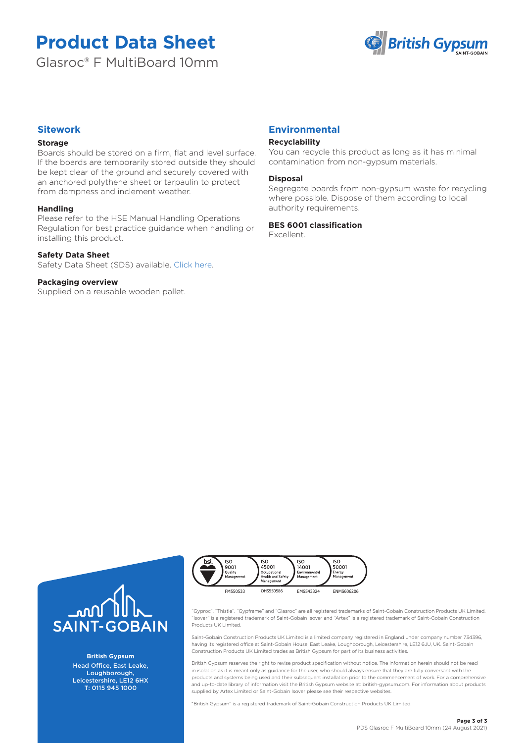# Product Data Sheet

Glasroc® F MultiBoard 10mm

## Sitework

### Storage

Boards should be stored on a firm, flat and level surface. If the boards are temporarily stored outside they should be kept clear of the ground and securely covered with an anchored polythene sheet or tarpaulin to protect from dampness and inclement weather.

### Handling

Please refer to the HSE Manual Handling Operations Regulation for best practice guidance when handling or installing this product.

### Safety Data Sheet

Safety Data Sheet (SDS) available. Click here.

### Packaging overview

Supplied on a reusable wooden pallet.

## Environmental

### Recyclability

You can recycle this product as long as it has minimal contamination from non-gypsum materials.

### Disposal

Segregate boards from non-gypsum waste for recycling where possible. Dispose of them according to local authority requirements.

### BES 6001 classification

Excellent.

**British Gypsum**
Head Office, East Leake, Loughborough, Leicestershire, LE12 6HX
T: 0115 945 1000

ISO 9001 Quality Management FM550533
ISO 45001 Occupational Health and Safety Management OHS550586
ISO 14001 Environmental Management EMS543324
ISO 50001 Energy Management ENMS606206

"Gyproc", "Thistle", "Gypframe" and "Glasroc" are all registered trademarks of Saint-Gobain Construction Products UK Limited. "Isover" is a registered trademark of Saint-Gobain Isover and "Artex" is a registered trademark of Saint-Gobain Construction Products UK Limited.

Saint-Gobain Construction Products UK Limited is a limited company registered in England under company number 734396, having its registered office at Saint-Gobain House, East Leake, Loughborough, Leicestershire, LE12 6JU, UK. Saint-Gobain Construction Products UK Limited trades as British Gypsum for part of its business activities.

British Gypsum reserves the right to revise product specification without notice. The information herein should not be read in isolation as it is meant only as guidance for the user, who should always ensure that they are fully conversant with the products and systems being used and their subsequent installation prior to the commencement of work. For a comprehensive and up-to-date library of information visit the British Gypsum website at: british-gypsum.com. For information about products supplied by Artex Limited or Saint-Gobain Isover please see their respective websites.

"British Gypsum" is a registered trademark of Saint-Gobain Construction Products UK Limited.

PDS Glasroc F MultiBoard 10mm (24 August 2021)